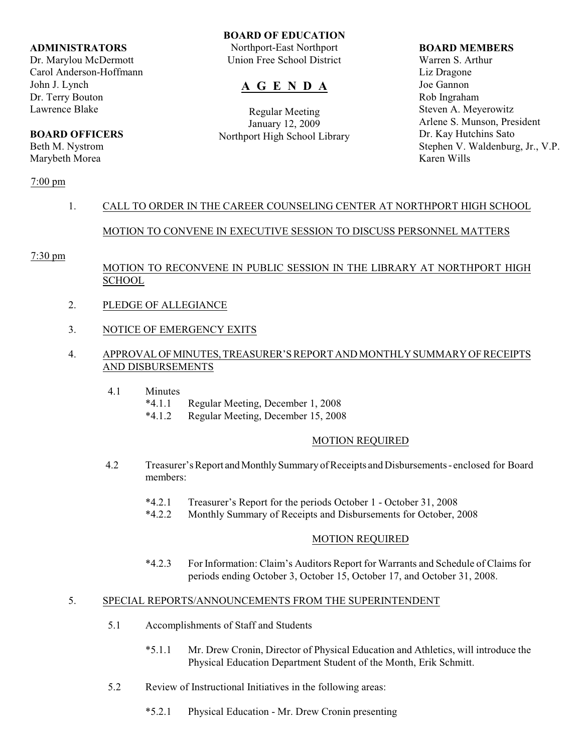**ADMINISTRATORS**
Dr. Marylou McDermott
Carol Anderson-Hoffmann
John J. Lynch
Dr. Terry Bouton
Lawrence Blake

**BOARD OFFICERS**
Beth M. Nystrom
Marybeth Morea

**BOARD OF EDUCATION**
Northport-East Northport
Union Free School District

# A G E N D A

Regular Meeting
January 12, 2009
Northport High School Library

**BOARD MEMBERS**
Warren S. Arthur
Liz Dragone
Joe Gannon
Rob Ingraham
Steven A. Meyerowitz
Arlene S. Munson, President
Dr. Kay Hutchins Sato
Stephen V. Waldenburg, Jr., V.P.
Karen Wills

7:00 pm

1. CALL TO ORDER IN THE CAREER COUNSELING CENTER AT NORTHPORT HIGH SCHOOL

   MOTION TO CONVENE IN EXECUTIVE SESSION TO DISCUSS PERSONNEL MATTERS

7:30 pm

   MOTION TO RECONVENE IN PUBLIC SESSION IN THE LIBRARY AT NORTHPORT HIGH SCHOOL

2. PLEDGE OF ALLEGIANCE

3. NOTICE OF EMERGENCY EXITS

4. APPROVAL OF MINUTES, TREASURER'S REPORT AND MONTHLY SUMMARY OF RECEIPTS AND DISBURSEMENTS

   4.1 Minutes
      *4.1.1 Regular Meeting, December 1, 2008
      *4.1.2 Regular Meeting, December 15, 2008

      MOTION REQUIRED

   4.2 Treasurer's Report and Monthly Summary of Receipts and Disbursements - enclosed for Board members:

      *4.2.1 Treasurer's Report for the periods October 1 - October 31, 2008
      *4.2.2 Monthly Summary of Receipts and Disbursements for October, 2008

      MOTION REQUIRED

      *4.2.3 For Information: Claim's Auditors Report for Warrants and Schedule of Claims for periods ending October 3, October 15, October 17, and October 31, 2008.

5. SPECIAL REPORTS/ANNOUNCEMENTS FROM THE SUPERINTENDENT

   5.1 Accomplishments of Staff and Students

      *5.1.1 Mr. Drew Cronin, Director of Physical Education and Athletics, will introduce the Physical Education Department Student of the Month, Erik Schmitt.

   5.2 Review of Instructional Initiatives in the following areas:

      *5.2.1 Physical Education - Mr. Drew Cronin presenting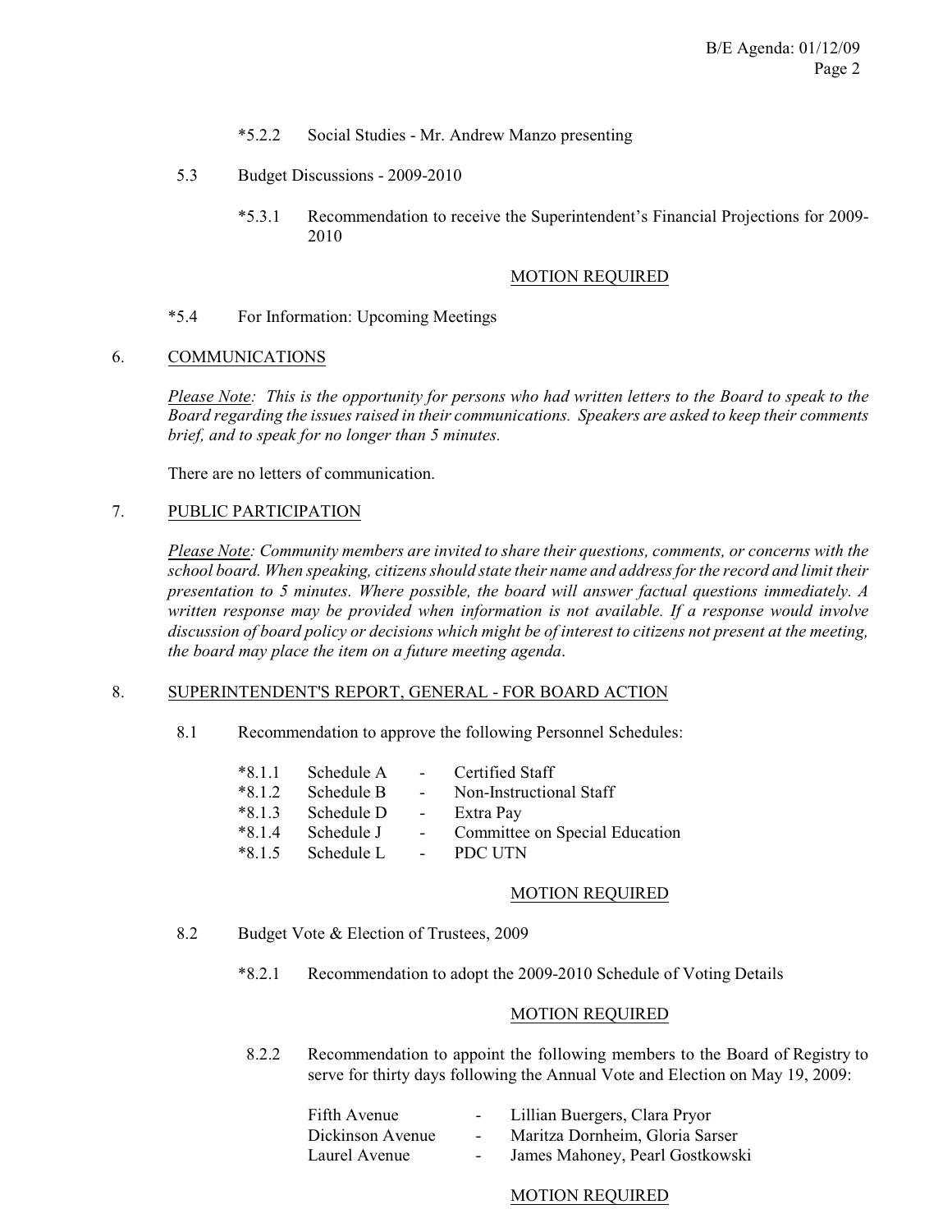*5.2.2 Social Studies - Mr. Andrew Manzo presenting

5.3 Budget Discussions - 2009-2010

*5.3.1 Recommendation to receive the Superintendent's Financial Projections for 2009-2010

MOTION REQUIRED

*5.4 For Information: Upcoming Meetings

## 6. COMMUNICATIONS

*Please Note: This is the opportunity for persons who had written letters to the Board to speak to the Board regarding the issues raised in their communications. Speakers are asked to keep their comments brief, and to speak for no longer than 5 minutes.*

There are no letters of communication.

## 7. PUBLIC PARTICIPATION

*Please Note: Community members are invited to share their questions, comments, or concerns with the school board. When speaking, citizens should state their name and address for the record and limit their presentation to 5 minutes. Where possible, the board will answer factual questions immediately. A written response may be provided when information is not available. If a response would involve discussion of board policy or decisions which might be of interest to citizens not present at the meeting, the board may place the item on a future meeting agenda.*

## 8. SUPERINTENDENT'S REPORT, GENERAL - FOR BOARD ACTION

8.1 Recommendation to approve the following Personnel Schedules:

*8.1.1 Schedule A - Certified Staff
*8.1.2 Schedule B - Non-Instructional Staff
*8.1.3 Schedule D - Extra Pay
*8.1.4 Schedule J - Committee on Special Education
*8.1.5 Schedule L - PDC UTN

MOTION REQUIRED

8.2 Budget Vote & Election of Trustees, 2009

*8.2.1 Recommendation to adopt the 2009-2010 Schedule of Voting Details

MOTION REQUIRED

8.2.2 Recommendation to appoint the following members to the Board of Registry to serve for thirty days following the Annual Vote and Election on May 19, 2009:

Fifth Avenue - Lillian Buergers, Clara Pryor
Dickinson Avenue - Maritza Dornheim, Gloria Sarser
Laurel Avenue - James Mahoney, Pearl Gostkowski

MOTION REQUIRED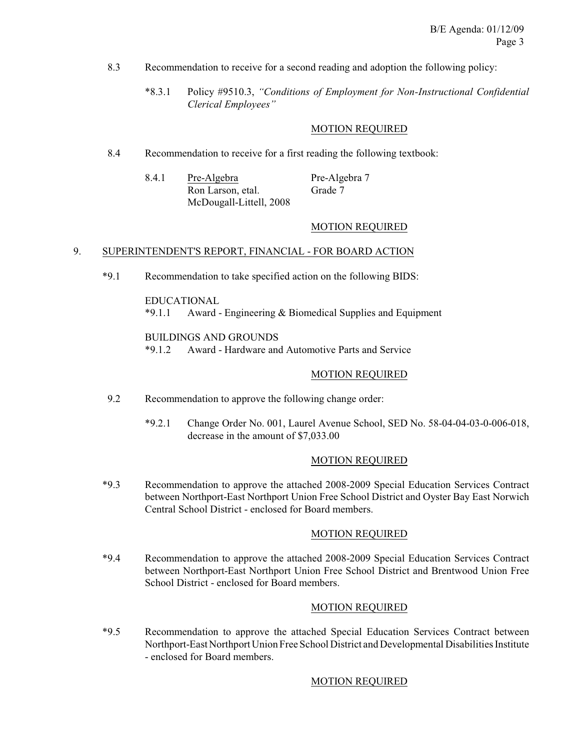8.3 Recommendation to receive for a second reading and adoption the following policy:

*8.3.1 Policy #9510.3, *"Conditions of Employment for Non-Instructional Confidential Clerical Employees"*

MOTION REQUIRED

8.4 Recommendation to receive for a first reading the following textbook:

| 8.4.1 | Pre-Algebra<br>Ron Larson, etal.<br>McDougall-Littell, 2008 | Pre-Algebra 7<br>Grade 7 |
|---|---|---|

MOTION REQUIRED

## 9. SUPERINTENDENT'S REPORT, FINANCIAL - FOR BOARD ACTION

*9.1 Recommendation to take specified action on the following BIDS:

EDUCATIONAL
*9.1.1 Award - Engineering & Biomedical Supplies and Equipment

BUILDINGS AND GROUNDS
*9.1.2 Award - Hardware and Automotive Parts and Service

MOTION REQUIRED

9.2 Recommendation to approve the following change order:

*9.2.1 Change Order No. 001, Laurel Avenue School, SED No. 58-04-04-03-0-006-018, decrease in the amount of $7,033.00

MOTION REQUIRED

*9.3 Recommendation to approve the attached 2008-2009 Special Education Services Contract between Northport-East Northport Union Free School District and Oyster Bay East Norwich Central School District - enclosed for Board members.

MOTION REQUIRED

*9.4 Recommendation to approve the attached 2008-2009 Special Education Services Contract between Northport-East Northport Union Free School District and Brentwood Union Free School District - enclosed for Board members.

MOTION REQUIRED

*9.5 Recommendation to approve the attached Special Education Services Contract between Northport-East Northport Union Free School District and Developmental Disabilities Institute - enclosed for Board members.

MOTION REQUIRED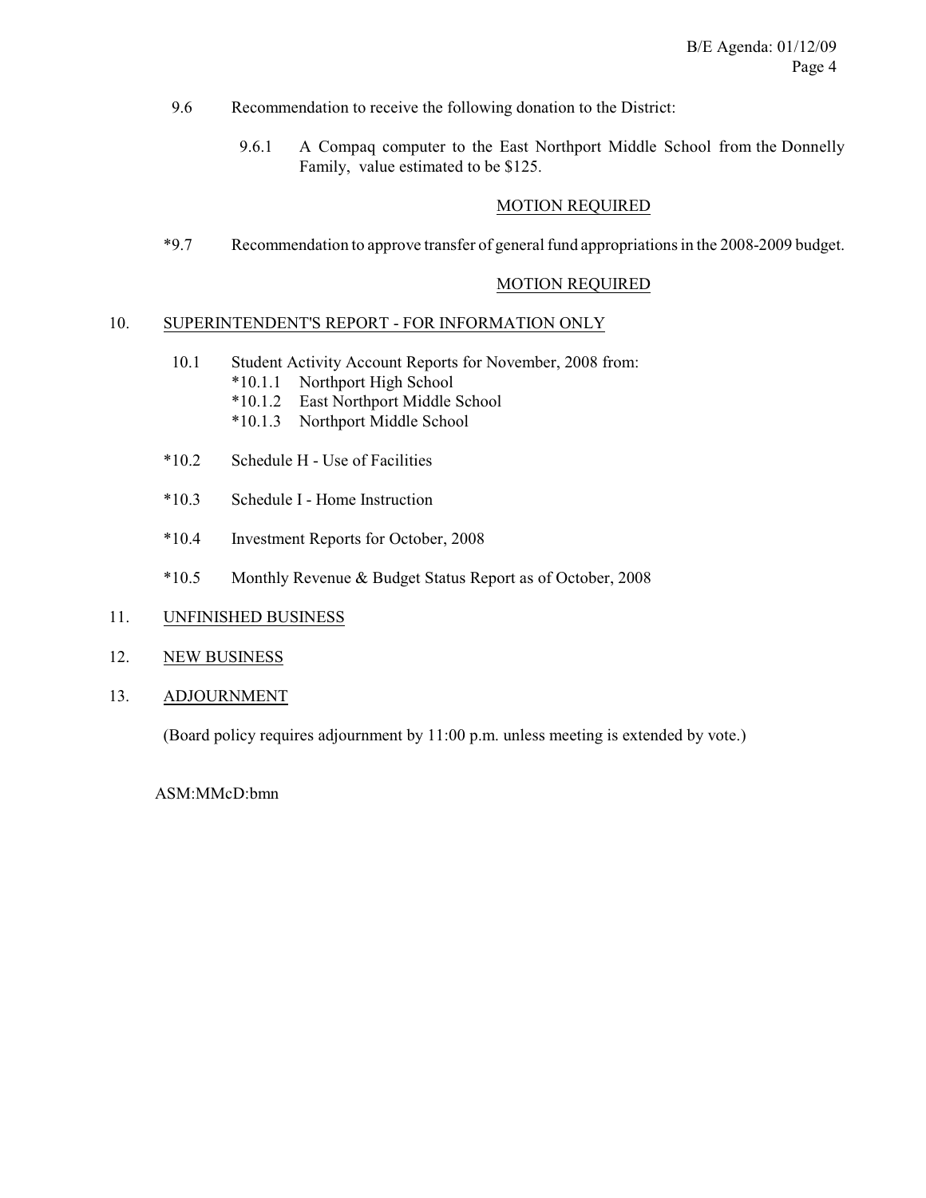9.6 Recommendation to receive the following donation to the District:

9.6.1 A Compaq computer to the East Northport Middle School from the Donnelly Family, value estimated to be $125.

MOTION REQUIRED

*9.7 Recommendation to approve transfer of general fund appropriations in the 2008-2009 budget.

MOTION REQUIRED

10. SUPERINTENDENT'S REPORT - FOR INFORMATION ONLY

10.1 Student Activity Account Reports for November, 2008 from:
*10.1.1 Northport High School
*10.1.2 East Northport Middle School
*10.1.3 Northport Middle School

*10.2 Schedule H - Use of Facilities

*10.3 Schedule I - Home Instruction

*10.4 Investment Reports for October, 2008

*10.5 Monthly Revenue & Budget Status Report as of October, 2008

11. UNFINISHED BUSINESS

12. NEW BUSINESS

13. ADJOURNMENT

(Board policy requires adjournment by 11:00 p.m. unless meeting is extended by vote.)

ASM:MMcD:bmn